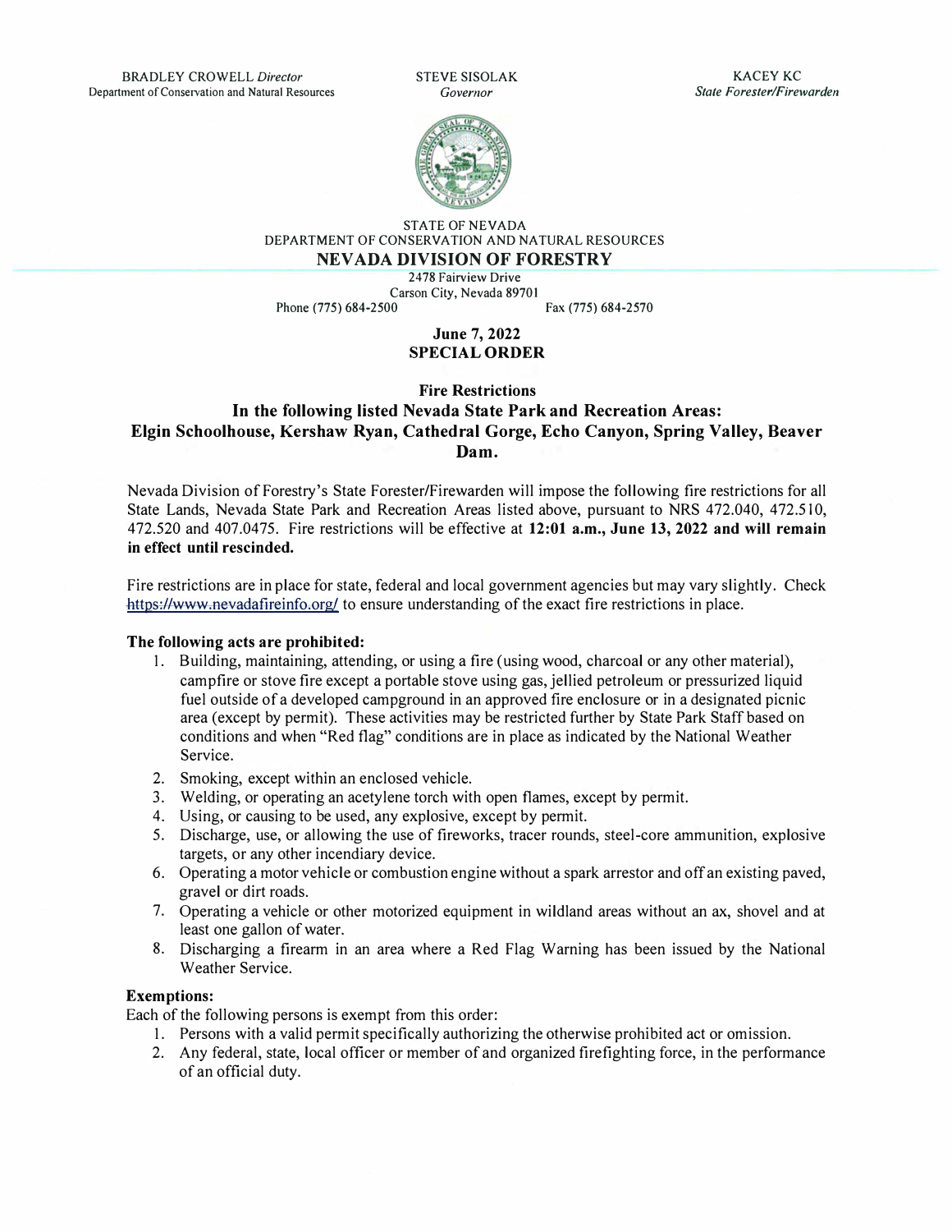BRADLEY CROWELL *Director*
Department of Conservation and Natural Resources

STEVE SISOLAK
*Governor*

KACEY KC
*State Forester/Firewarden*

STATE OF NEVADA
DEPARTMENT OF CONSERVATION AND NATURAL RESOURCES

**NEVADA DIVISION OF FORESTRY**

2478 Fairview Drive
Carson City, Nevada 89701
Phone (775) 684-2500 Fax (775) 684-2570

**June 7, 2022**
**SPECIAL ORDER**

**Fire Restrictions**
**In the following listed Nevada State Park and Recreation Areas:**
**Elgin Schoolhouse, Kershaw Ryan, Cathedral Gorge, Echo Canyon, Spring Valley, Beaver Dam.**

Nevada Division of Forestry's State Forester/Firewarden will impose the following fire restrictions for all State Lands, Nevada State Park and Recreation Areas listed above, pursuant to NRS 472.040, 472.510, 472.520 and 407.0475. Fire restrictions will be effective at **12:01 a.m., June 13, 2022 and will remain in effect until rescinded.**

Fire restrictions are in place for state, federal and local government agencies but may vary slightly. Check https://www.nevadafireinfo.org/ to ensure understanding of the exact fire restrictions in place.

**The following acts are prohibited:**

1. Building, maintaining, attending, or using a fire (using wood, charcoal or any other material), campfire or stove fire except a portable stove using gas, jellied petroleum or pressurized liquid fuel outside of a developed campground in an approved fire enclosure or in a designated picnic area (except by permit). These activities may be restricted further by State Park Staff based on conditions and when "Red flag" conditions are in place as indicated by the National Weather Service.
2. Smoking, except within an enclosed vehicle.
3. Welding, or operating an acetylene torch with open flames, except by permit.
4. Using, or causing to be used, any explosive, except by permit.
5. Discharge, use, or allowing the use of fireworks, tracer rounds, steel-core ammunition, explosive targets, or any other incendiary device.
6. Operating a motor vehicle or combustion engine without a spark arrestor and off an existing paved, gravel or dirt roads.
7. Operating a vehicle or other motorized equipment in wildland areas without an ax, shovel and at least one gallon of water.
8. Discharging a firearm in an area where a Red Flag Warning has been issued by the National Weather Service.

**Exemptions:**

Each of the following persons is exempt from this order:

1. Persons with a valid permit specifically authorizing the otherwise prohibited act or omission.
2. Any federal, state, local officer or member of and organized firefighting force, in the performance of an official duty.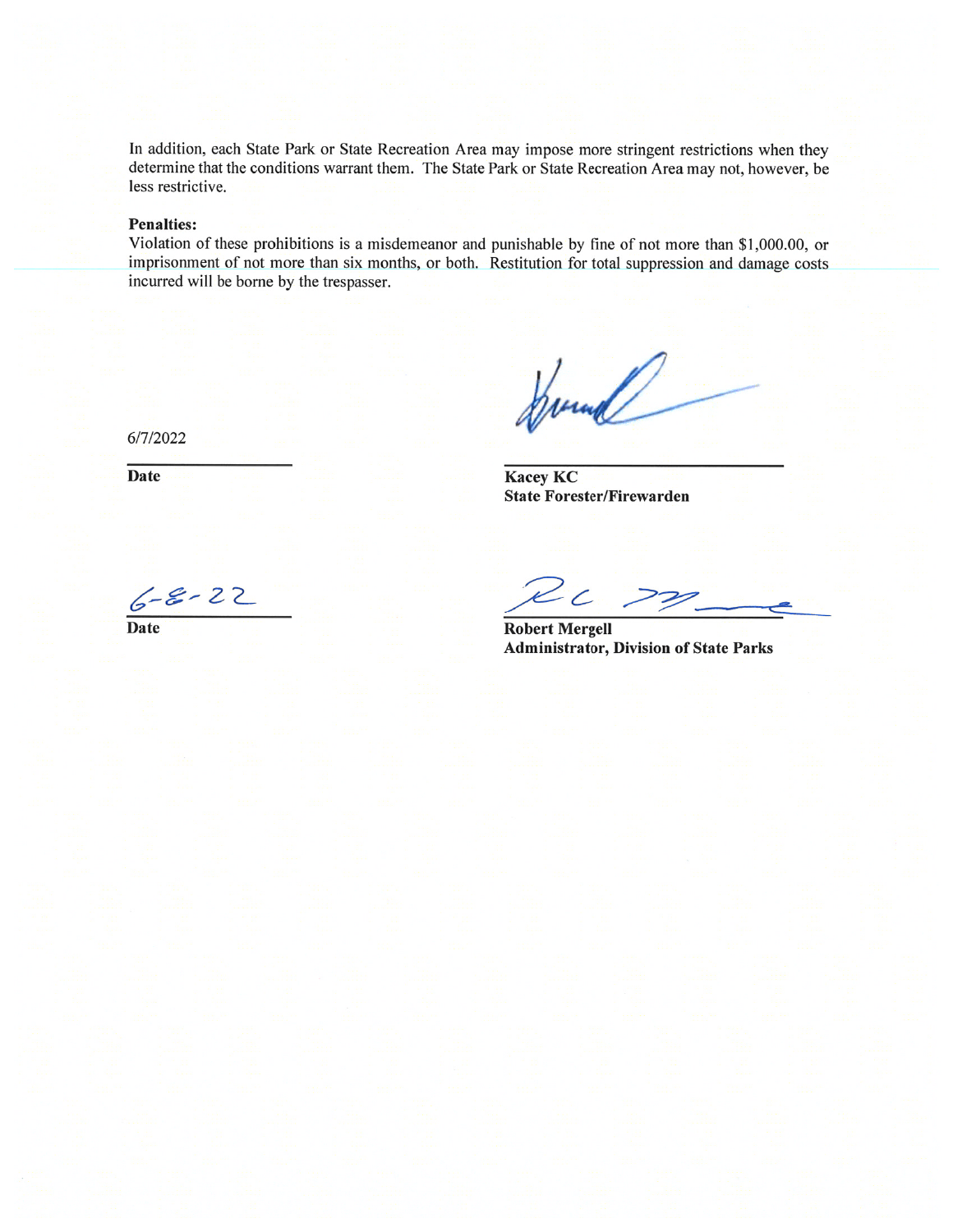In addition, each State Park or State Recreation Area may impose more stringent restrictions when they determine that the conditions warrant them. The State Park or State Recreation Area may not, however, be less restrictive.

**Penalties:**
Violation of these prohibitions is a misdemeanor and punishable by fine of not more than $1,000.00, or imprisonment of not more than six months, or both. Restitution for total suppression and damage costs incurred will be borne by the trespasser.

6/7/2022

**Date**

**Kacey KC**
**State Forester/Firewarden**

6-8-22

**Date**

**Robert Mergell**
**Administrator, Division of State Parks**